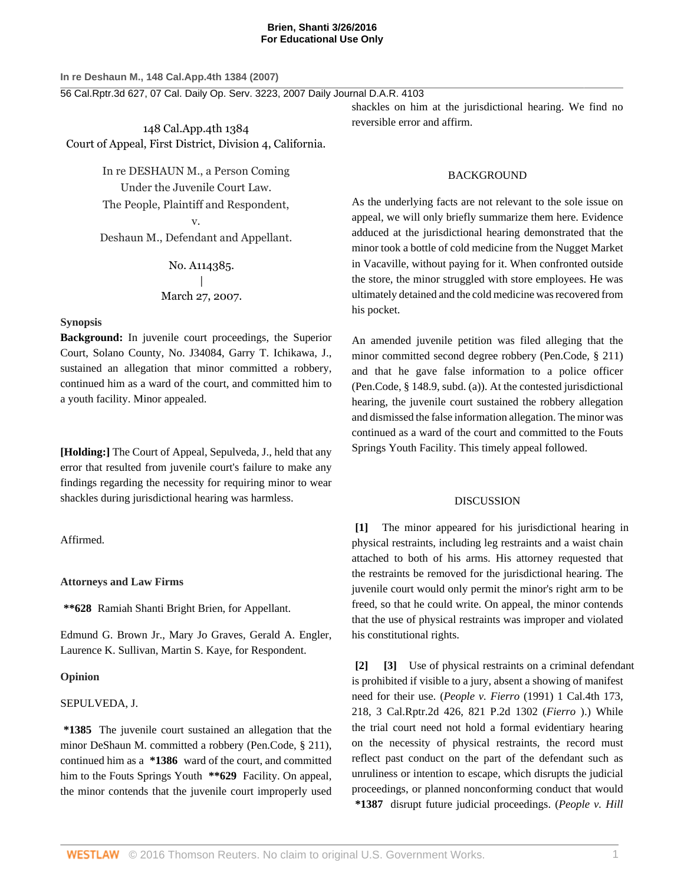148 Cal.App.4th 1384
Court of Appeal, First District, Division 4, California.

In re DESHAUN M., a Person Coming Under the Juvenile Court Law.
The People, Plaintiff and Respondent,
v.
Deshaun M., Defendant and Appellant.

No. A114385.
|
March 27, 2007.

**Synopsis**

**Background:** In juvenile court proceedings, the Superior Court, Solano County, No. J34084, Garry T. Ichikawa, J., sustained an allegation that minor committed a robbery, continued him as a ward of the court, and committed him to a youth facility. Minor appealed.

**[Holding:]** The Court of Appeal, Sepulveda, J., held that any error that resulted from juvenile court's failure to make any findings regarding the necessity for requiring minor to wear shackles during jurisdictional hearing was harmless.

Affirmed.

**Attorneys and Law Firms**

**\*\*628** Ramiah Shanti Bright Brien, for Appellant.

Edmund G. Brown Jr., Mary Jo Graves, Gerald A. Engler, Laurence K. Sullivan, Martin S. Kaye, for Respondent.

**Opinion**

SEPULVEDA, J.

**\*1385** The juvenile court sustained an allegation that the minor DeShaun M. committed a robbery (Pen.Code, § 211), continued him as a **\*1386** ward of the court, and committed him to the Fouts Springs Youth **\*\*629** Facility. On appeal, the minor contends that the juvenile court improperly used shackles on him at the jurisdictional hearing. We find no reversible error and affirm.

BACKGROUND

As the underlying facts are not relevant to the sole issue on appeal, we will only briefly summarize them here. Evidence adduced at the jurisdictional hearing demonstrated that the minor took a bottle of cold medicine from the Nugget Market in Vacaville, without paying for it. When confronted outside the store, the minor struggled with store employees. He was ultimately detained and the cold medicine was recovered from his pocket.

An amended juvenile petition was filed alleging that the minor committed second degree robbery (Pen.Code, § 211) and that he gave false information to a police officer (Pen.Code, § 148.9, subd. (a)). At the contested jurisdictional hearing, the juvenile court sustained the robbery allegation and dismissed the false information allegation. The minor was continued as a ward of the court and committed to the Fouts Springs Youth Facility. This timely appeal followed.

DISCUSSION

**[1]** The minor appeared for his jurisdictional hearing in physical restraints, including leg restraints and a waist chain attached to both of his arms. His attorney requested that the restraints be removed for the jurisdictional hearing. The juvenile court would only permit the minor's right arm to be freed, so that he could write. On appeal, the minor contends that the use of physical restraints was improper and violated his constitutional rights.

**[2]** **[3]** Use of physical restraints on a criminal defendant is prohibited if visible to a jury, absent a showing of manifest need for their use. (*People v. Fierro* (1991) 1 Cal.4th 173, 218, 3 Cal.Rptr.2d 426, 821 P.2d 1302 (*Fierro* ).) While the trial court need not hold a formal evidentiary hearing on the necessity of physical restraints, the record must reflect past conduct on the part of the defendant such as unruliness or intention to escape, which disrupts the judicial proceedings, or planned nonconforming conduct that would **\*1387** disrupt future judicial proceedings. (*People v. Hill*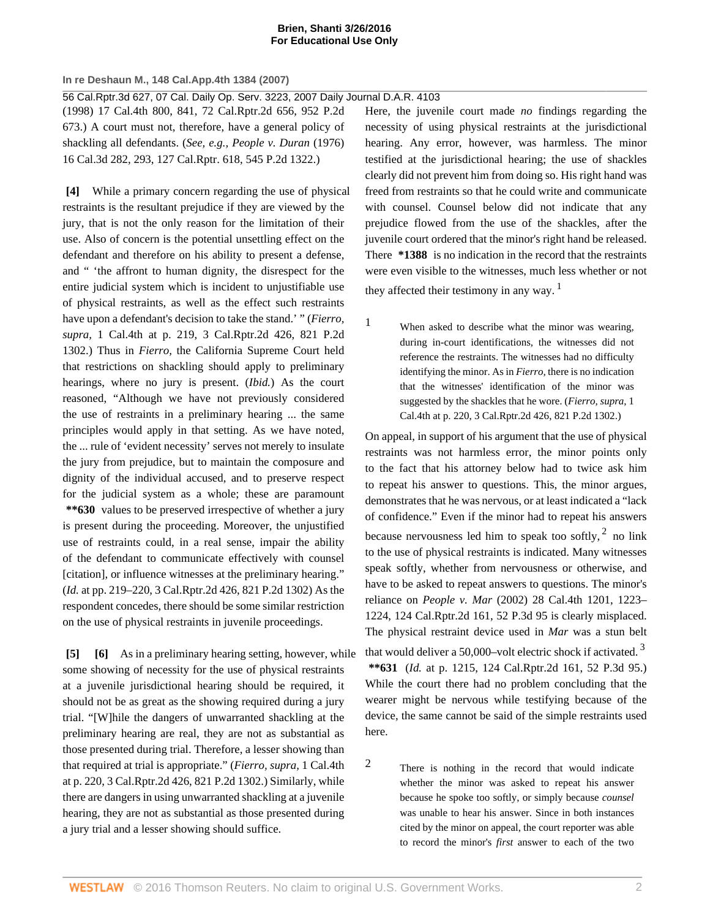(1998) 17 Cal.4th 800, 841, 72 Cal.Rptr.2d 656, 952 P.2d 673.) A court must not, therefore, have a general policy of shackling all defendants. (*See, e.g., People v. Duran* (1976) 16 Cal.3d 282, 293, 127 Cal.Rptr. 618, 545 P.2d 1322.)

**[4]** While a primary concern regarding the use of physical restraints is the resultant prejudice if they are viewed by the jury, that is not the only reason for the limitation of their use. Also of concern is the potential unsettling effect on the defendant and therefore on his ability to present a defense, and " 'the affront to human dignity, the disrespect for the entire judicial system which is incident to unjustifiable use of physical restraints, as well as the effect such restraints have upon a defendant's decision to take the stand.' " (*Fierro, supra,* 1 Cal.4th at p. 219, 3 Cal.Rptr.2d 426, 821 P.2d 1302.) Thus in *Fierro,* the California Supreme Court held that restrictions on shackling should apply to preliminary hearings, where no jury is present. (*Ibid.*) As the court reasoned, "Although we have not previously considered the use of restraints in a preliminary hearing ... the same principles would apply in that setting. As we have noted, the ... rule of 'evident necessity' serves not merely to insulate the jury from prejudice, but to maintain the composure and dignity of the individual accused, and to preserve respect for the judicial system as a whole; these are paramount **\*\*630** values to be preserved irrespective of whether a jury is present during the proceeding. Moreover, the unjustified use of restraints could, in a real sense, impair the ability of the defendant to communicate effectively with counsel [citation], or influence witnesses at the preliminary hearing." (*Id.* at pp. 219–220, 3 Cal.Rptr.2d 426, 821 P.2d 1302) As the respondent concedes, there should be some similar restriction on the use of physical restraints in juvenile proceedings.

**[5]** **[6]** As in a preliminary hearing setting, however, while some showing of necessity for the use of physical restraints at a juvenile jurisdictional hearing should be required, it should not be as great as the showing required during a jury trial. "[W]hile the dangers of unwarranted shackling at the preliminary hearing are real, they are not as substantial as those presented during trial. Therefore, a lesser showing than that required at trial is appropriate." (*Fierro, supra,* 1 Cal.4th at p. 220, 3 Cal.Rptr.2d 426, 821 P.2d 1302.) Similarly, while there are dangers in using unwarranted shackling at a juvenile hearing, they are not as substantial as those presented during a jury trial and a lesser showing should suffice.

Here, the juvenile court made *no* findings regarding the necessity of using physical restraints at the jurisdictional hearing. Any error, however, was harmless. The minor testified at the jurisdictional hearing; the use of shackles clearly did not prevent him from doing so. His right hand was freed from restraints so that he could write and communicate with counsel. Counsel below did not indicate that any prejudice flowed from the use of the shackles, after the juvenile court ordered that the minor's right hand be released. There **\*1388** is no indication in the record that the restraints were even visible to the witnesses, much less whether or not they affected their testimony in any way.[1]

[1] When asked to describe what the minor was wearing, during in-court identifications, the witnesses did not reference the restraints. The witnesses had no difficulty identifying the minor. As in *Fierro,* there is no indication that the witnesses' identification of the minor was suggested by the shackles that he wore. (*Fierro, supra,* 1 Cal.4th at p. 220, 3 Cal.Rptr.2d 426, 821 P.2d 1302.)

On appeal, in support of his argument that the use of physical restraints was not harmless error, the minor points only to the fact that his attorney below had to twice ask him to repeat his answer to questions. This, the minor argues, demonstrates that he was nervous, or at least indicated a "lack of confidence." Even if the minor had to repeat his answers because nervousness led him to speak too softly,[2] no link to the use of physical restraints is indicated. Many witnesses speak softly, whether from nervousness or otherwise, and have to be asked to repeat answers to questions. The minor's reliance on *People v. Mar* (2002) 28 Cal.4th 1201, 1223–1224, 124 Cal.Rptr.2d 161, 52 P.3d 95 is clearly misplaced. The physical restraint device used in *Mar* was a stun belt that would deliver a 50,000–volt electric shock if activated.[3] **\*\*631** (*Id.* at p. 1215, 124 Cal.Rptr.2d 161, 52 P.3d 95.) While the court there had no problem concluding that the wearer might be nervous while testifying because of the device, the same cannot be said of the simple restraints used here.

[2] There is nothing in the record that would indicate whether the minor was asked to repeat his answer because he spoke too softly, or simply because *counsel* was unable to hear his answer. Since in both instances cited by the minor on appeal, the court reporter was able to record the minor's *first* answer to each of the two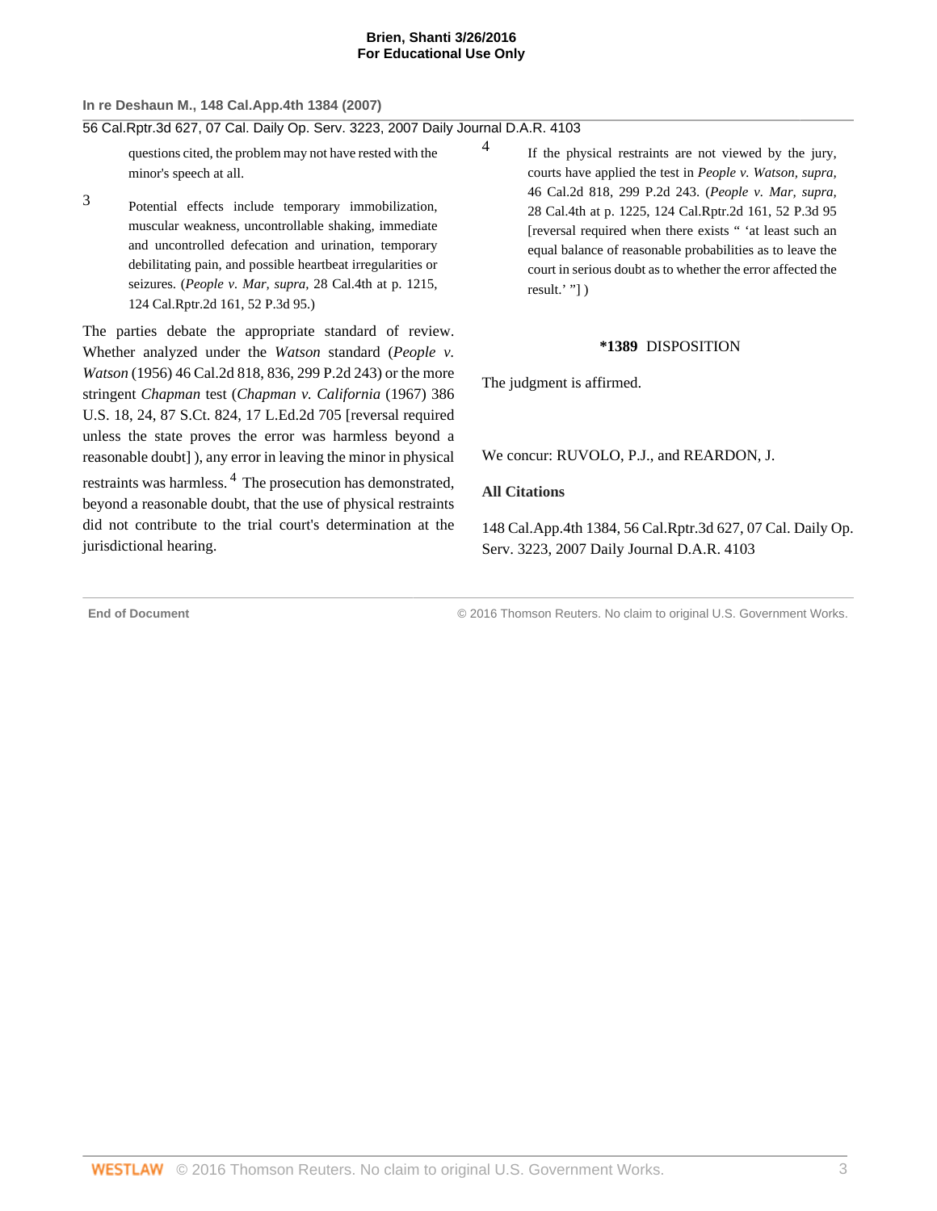questions cited, the problem may not have rested with the minor's speech at all.

3 Potential effects include temporary immobilization, muscular weakness, uncontrollable shaking, immediate and uncontrolled defecation and urination, temporary debilitating pain, and possible heartbeat irregularities or seizures. (*People v. Mar, supra,* 28 Cal.4th at p. 1215, 124 Cal.Rptr.2d 161, 52 P.3d 95.)

The parties debate the appropriate standard of review. Whether analyzed under the *Watson* standard (*People v. Watson* (1956) 46 Cal.2d 818, 836, 299 P.2d 243) or the more stringent *Chapman* test (*Chapman v. California* (1967) 386 U.S. 18, 24, 87 S.Ct. 824, 17 L.Ed.2d 705 [reversal required unless the state proves the error was harmless beyond a reasonable doubt] ), any error in leaving the minor in physical restraints was harmless. [4] The prosecution has demonstrated, beyond a reasonable doubt, that the use of physical restraints did not contribute to the trial court's determination at the jurisdictional hearing.

4 If the physical restraints are not viewed by the jury, courts have applied the test in *People v. Watson, supra,* 46 Cal.2d 818, 299 P.2d 243. (*People v. Mar, supra,* 28 Cal.4th at p. 1225, 124 Cal.Rptr.2d 161, 52 P.3d 95 [reversal required when there exists " 'at least such an equal balance of reasonable probabilities as to leave the court in serious doubt as to whether the error affected the result.' "] )

**\*1389** DISPOSITION

The judgment is affirmed.

We concur: RUVOLO, P.J., and REARDON, J.

**All Citations**

148 Cal.App.4th 1384, 56 Cal.Rptr.3d 627, 07 Cal. Daily Op. Serv. 3223, 2007 Daily Journal D.A.R. 4103

**End of Document** © 2016 Thomson Reuters. No claim to original U.S. Government Works.